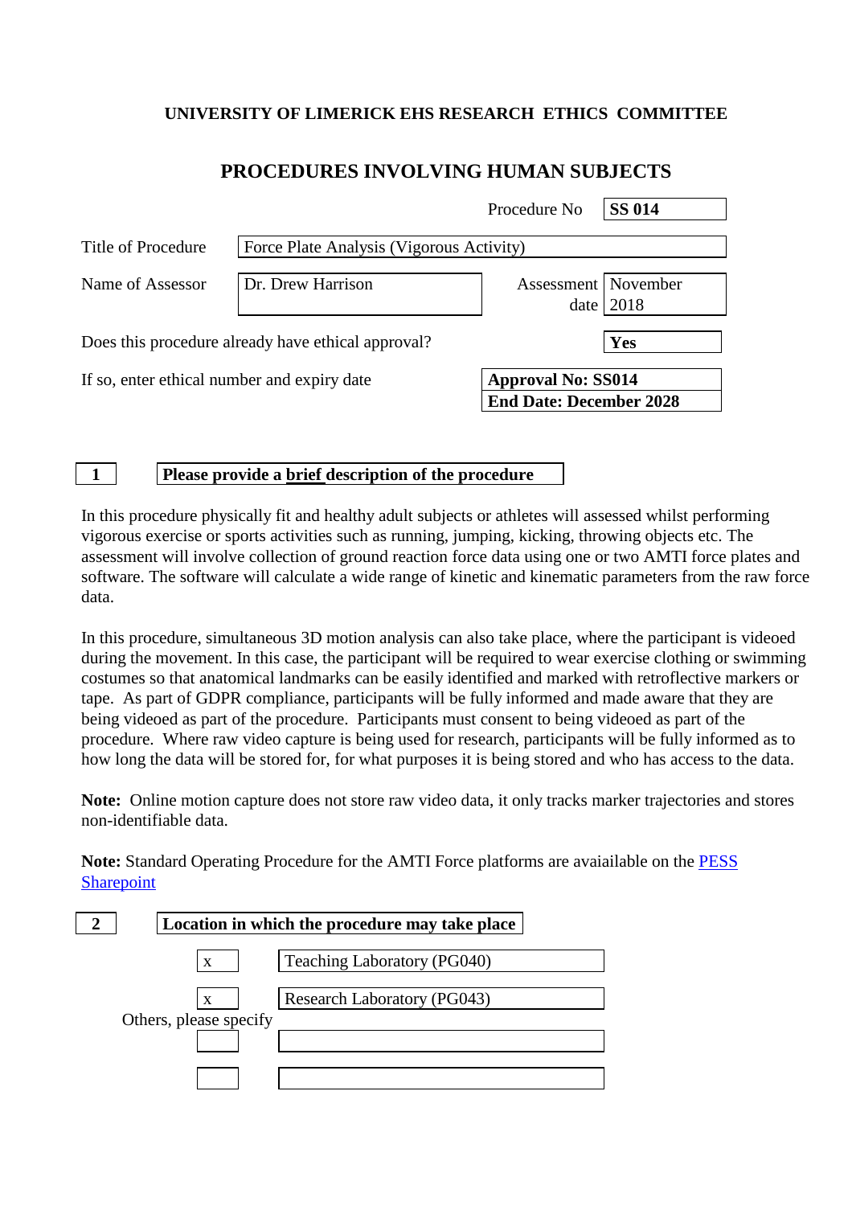**UNIVERSITY OF LIMERICK EHS RESEARCH ETHICS COMMITTEE**

# PROCEDURES INVOLVING HUMAN SUBJECTS

| | |
|---|---|
| Procedure No | **SS 014** |
| Title of Procedure | Force Plate Analysis (Vigorous Activity) |
| Name of Assessor | Dr. Drew Harrison |
| Assessment date | November 2018 |
| Does this procedure already have ethical approval? | **Yes** |
| If so, enter ethical number and expiry date | **Approval No: SS014**<br>**End Date: December 2028** |

## 1 Please provide a brief description of the procedure

In this procedure physically fit and healthy adult subjects or athletes will assessed whilst performing vigorous exercise or sports activities such as running, jumping, kicking, throwing objects etc. The assessment will involve collection of ground reaction force data using one or two AMTI force plates and software. The software will calculate a wide range of kinetic and kinematic parameters from the raw force data.

In this procedure, simultaneous 3D motion analysis can also take place, where the participant is videoed during the movement. In this case, the participant will be required to wear exercise clothing or swimming costumes so that anatomical landmarks can be easily identified and marked with retroflective markers or tape. As part of GDPR compliance, participants will be fully informed and made aware that they are being videoed as part of the procedure. Participants must consent to being videoed as part of the procedure. Where raw video capture is being used for research, participants will be fully informed as to how long the data will be stored for, for what purposes it is being stored and who has access to the data.

**Note:** Online motion capture does not store raw video data, it only tracks marker trajectories and stores non-identifiable data.

**Note:** Standard Operating Procedure for the AMTI Force platforms are avaiailable on the PESS Sharepoint

## 2 Location in which the procedure may take place

| | |
|---|---|
| x | Teaching Laboratory (PG040) |
| x | Research Laboratory (PG043) |

Others, please specify

| | |
|---|---|
| | |
| | |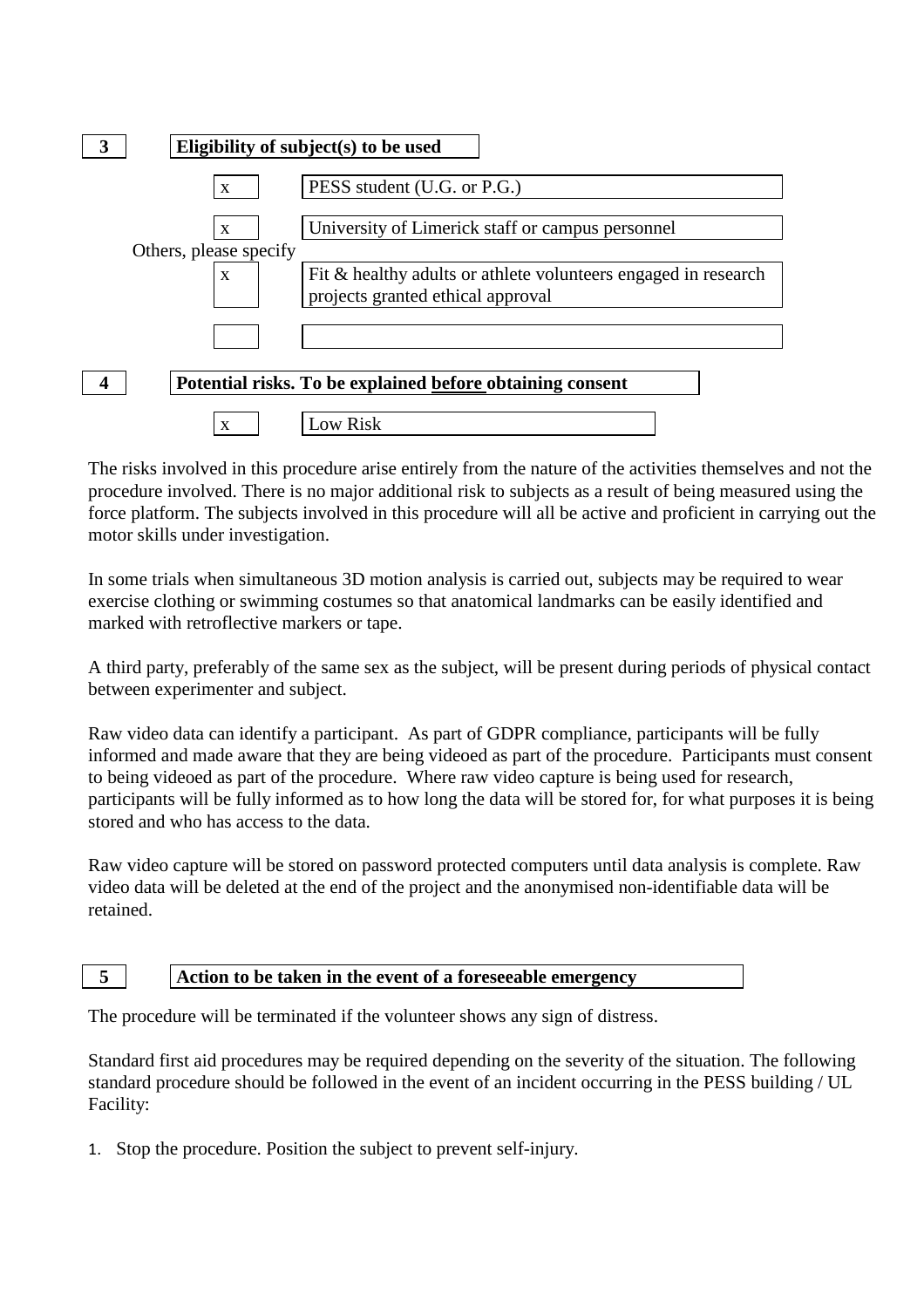**3** **Eligibility of subject(s) to be used**

| | |
|---|---|
| x | PESS student (U.G. or P.G.) |
| x | University of Limerick staff or campus personnel |

Others, please specify

| | |
|---|---|
| x | Fit & healthy adults or athlete volunteers engaged in research projects granted ethical approval |
| | |

**4** **Potential risks. To be explained before obtaining consent**

| | |
|---|---|
| x | Low Risk |

The risks involved in this procedure arise entirely from the nature of the activities themselves and not the procedure involved. There is no major additional risk to subjects as a result of being measured using the force platform. The subjects involved in this procedure will all be active and proficient in carrying out the motor skills under investigation.

In some trials when simultaneous 3D motion analysis is carried out, subjects may be required to wear exercise clothing or swimming costumes so that anatomical landmarks can be easily identified and marked with retroflective markers or tape.

A third party, preferably of the same sex as the subject, will be present during periods of physical contact between experimenter and subject.

Raw video data can identify a participant. As part of GDPR compliance, participants will be fully informed and made aware that they are being videoed as part of the procedure. Participants must consent to being videoed as part of the procedure. Where raw video capture is being used for research, participants will be fully informed as to how long the data will be stored for, for what purposes it is being stored and who has access to the data.

Raw video capture will be stored on password protected computers until data analysis is complete. Raw video data will be deleted at the end of the project and the anonymised non-identifiable data will be retained.

**5** **Action to be taken in the event of a foreseeable emergency**

The procedure will be terminated if the volunteer shows any sign of distress.

Standard first aid procedures may be required depending on the severity of the situation. The following standard procedure should be followed in the event of an incident occurring in the PESS building / UL Facility:

1. Stop the procedure. Position the subject to prevent self-injury.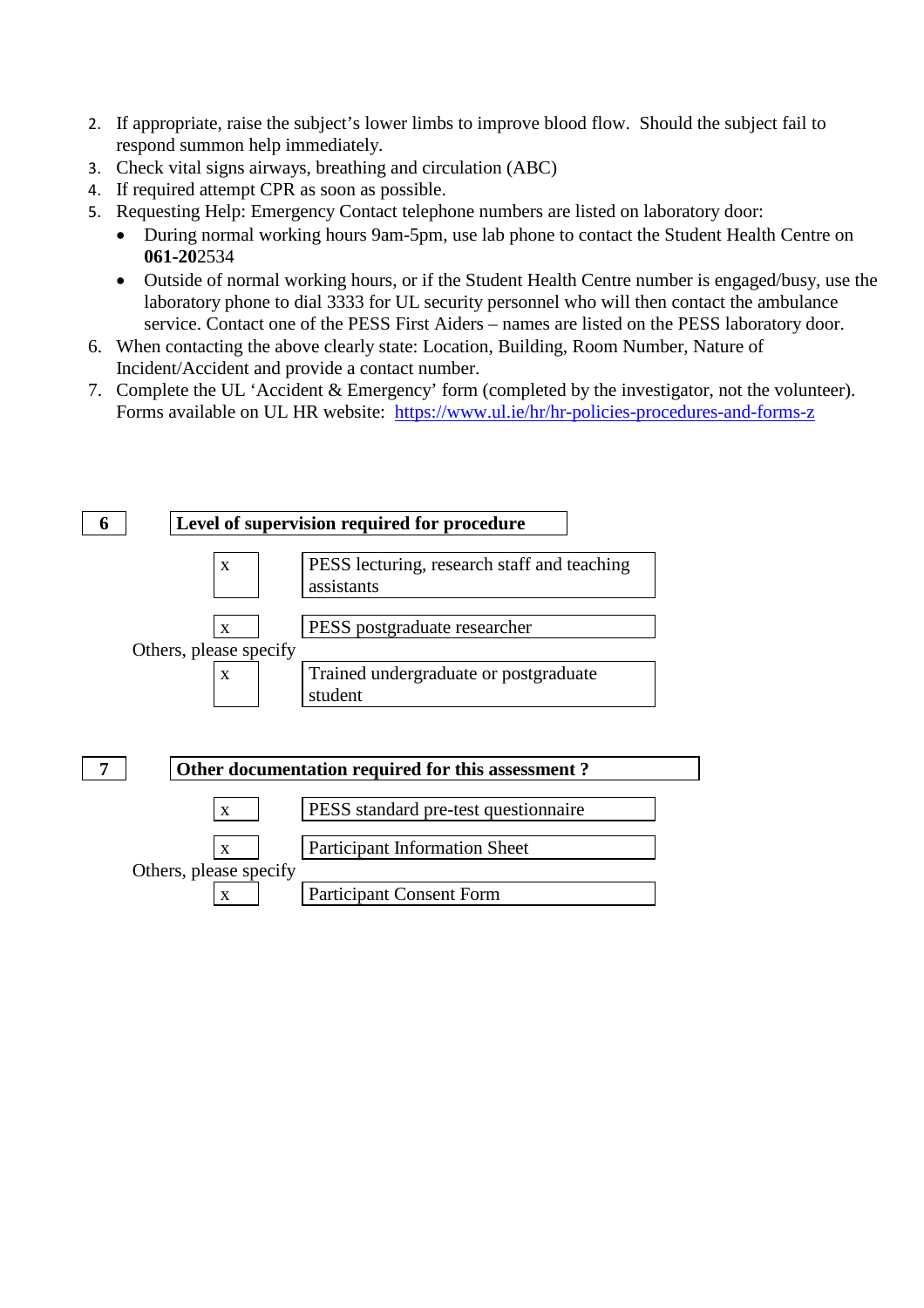2. If appropriate, raise the subject's lower limbs to improve blood flow. Should the subject fail to respond summon help immediately.
3. Check vital signs airways, breathing and circulation (ABC)
4. If required attempt CPR as soon as possible.
5. Requesting Help: Emergency Contact telephone numbers are listed on laboratory door:
   - During normal working hours 9am-5pm, use lab phone to contact the Student Health Centre on **061-20**2534
   - Outside of normal working hours, or if the Student Health Centre number is engaged/busy, use the laboratory phone to dial 3333 for UL security personnel who will then contact the ambulance service. Contact one of the PESS First Aiders – names are listed on the PESS laboratory door.
6. When contacting the above clearly state: Location, Building, Room Number, Nature of Incident/Accident and provide a contact number.
7. Complete the UL 'Accident & Emergency' form (completed by the investigator, not the volunteer). Forms available on UL HR website: [https://www.ul.ie/hr/hr-policies-procedures-and-forms-z](https://www.ul.ie/hr/hr-policies-procedures-and-forms-z)

| 6 | **Level of supervision required for procedure** |
|---|---|
| x | PESS lecturing, research staff and teaching assistants |
| x | PESS postgraduate researcher |
| Others, please specify | |
| x | Trained undergraduate or postgraduate student |

| 7 | **Other documentation required for this assessment ?** |
|---|---|
| x | PESS standard pre-test questionnaire |
| x | Participant Information Sheet |
| Others, please specify | |
| x | Participant Consent Form |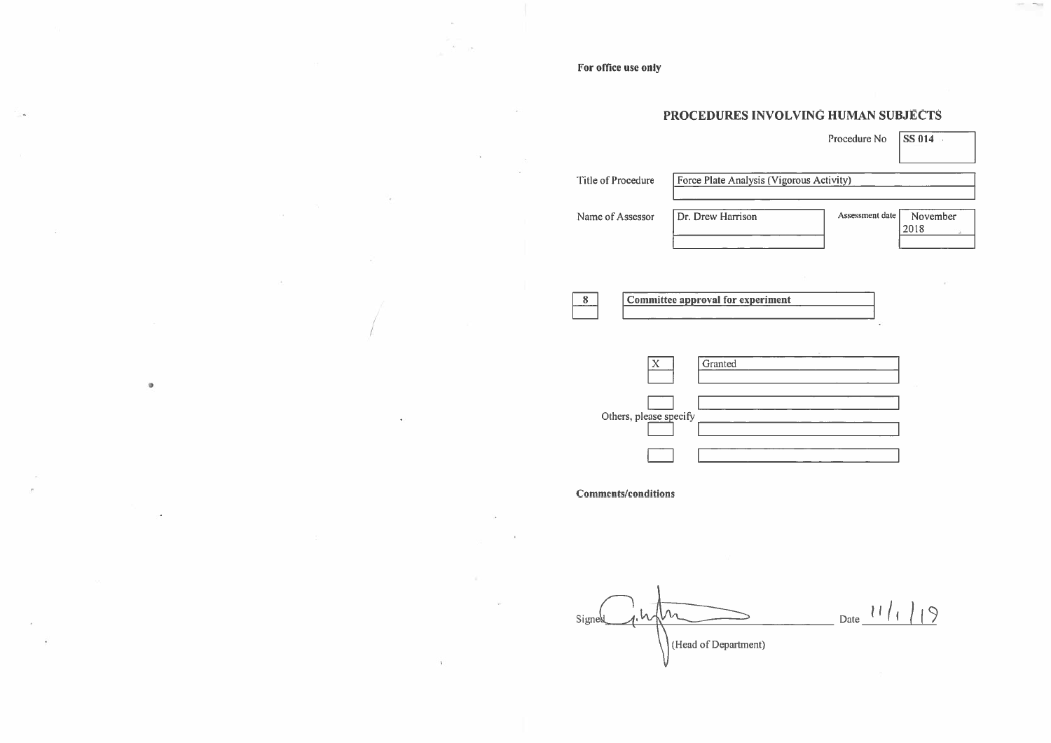**For office use only**

## PROCEDURES INVOLVING HUMAN SUBJECTS

| | |
|---|---|
| Procedure No | SS 014 |
| Title of Procedure | Force Plate Analysis (Vigorous Activity) |
| Name of Assessor | Dr. Drew Harrison |
| Assessment date | November 2018 |

**8** **Committee approval for experiment**

| | |
|---|---|
| X | Granted |
| | |
| Others, please specify | |
| | |

**Comments/conditions**

Signed _______________ Date 11/1/19

(Head of Department)